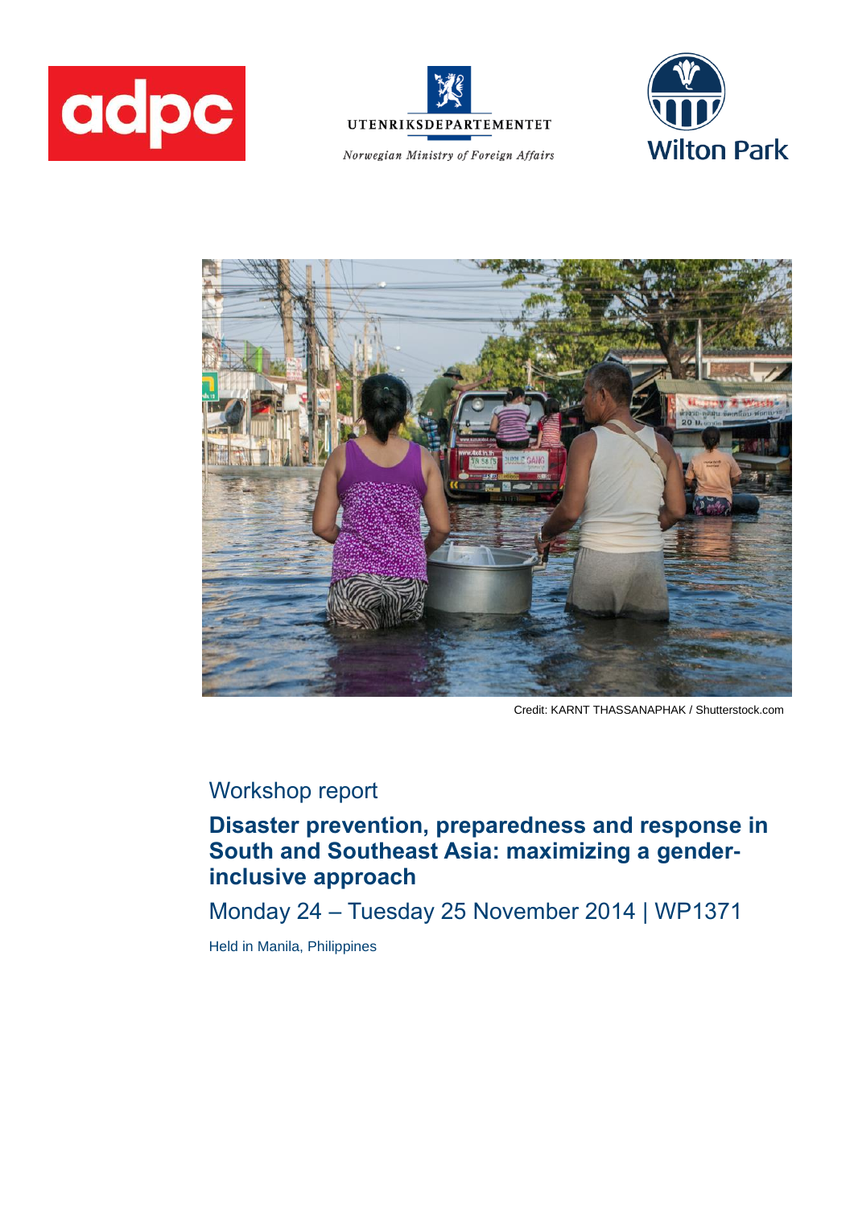UTENRIKSDEPARTEMENTET

*Norwegian Ministry of Foreign Affairs*

Wilton Park

Credit: KARNT THASSANAPHAK / Shutterstock.com

Workshop report

# Disaster prevention, preparedness and response in South and Southeast Asia: maximizing a gender-inclusive approach

Monday 24 – Tuesday 25 November 2014 | WP1371

Held in Manila, Philippines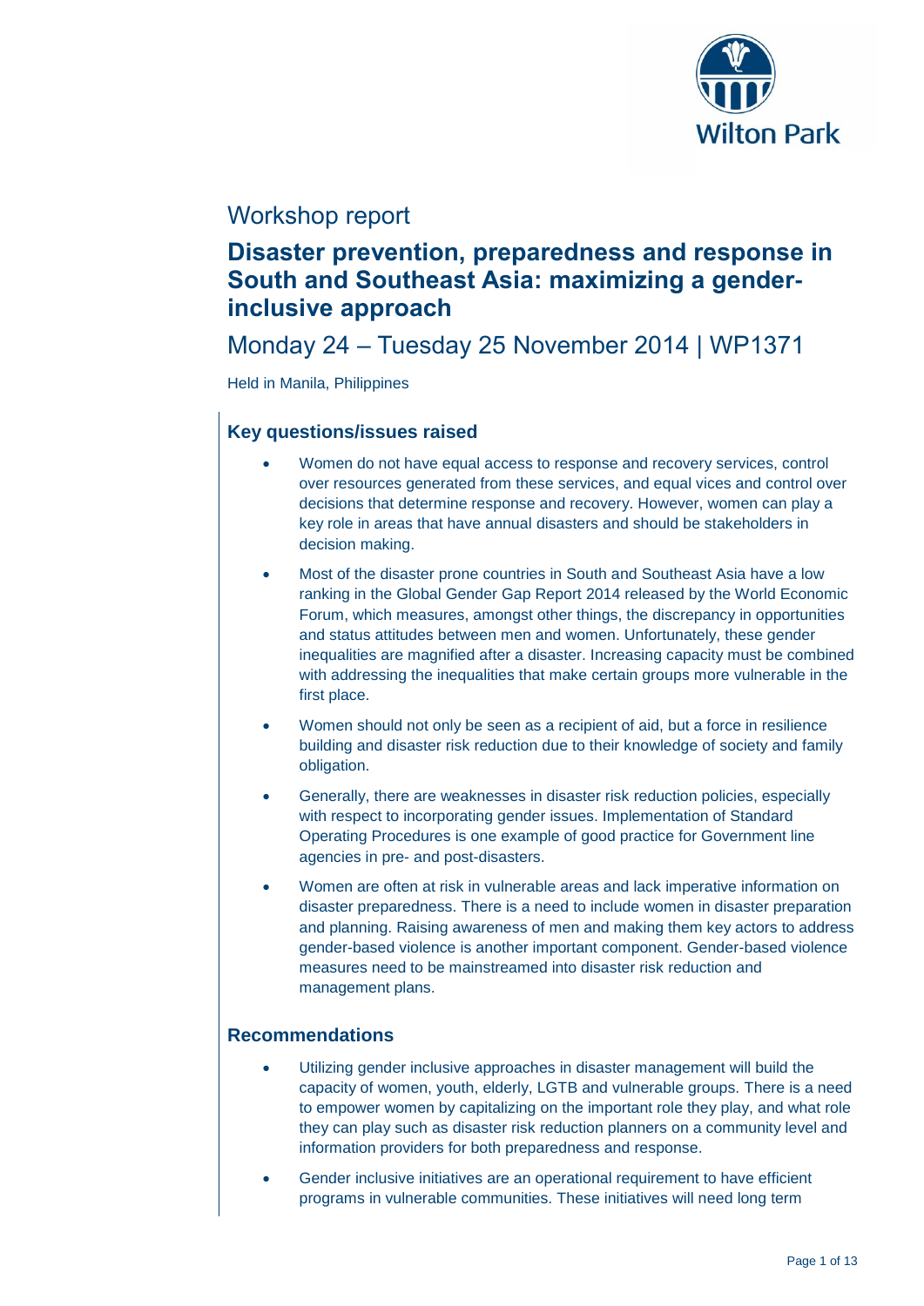# Workshop report

## Disaster prevention, preparedness and response in South and Southeast Asia: maximizing a gender-inclusive approach

Monday 24 – Tuesday 25 November 2014 | WP1371

Held in Manila, Philippines

### Key questions/issues raised

- Women do not have equal access to response and recovery services, control over resources generated from these services, and equal vices and control over decisions that determine response and recovery. However, women can play a key role in areas that have annual disasters and should be stakeholders in decision making.
- Most of the disaster prone countries in South and Southeast Asia have a low ranking in the Global Gender Gap Report 2014 released by the World Economic Forum, which measures, amongst other things, the discrepancy in opportunities and status attitudes between men and women. Unfortunately, these gender inequalities are magnified after a disaster. Increasing capacity must be combined with addressing the inequalities that make certain groups more vulnerable in the first place.
- Women should not only be seen as a recipient of aid, but a force in resilience building and disaster risk reduction due to their knowledge of society and family obligation.
- Generally, there are weaknesses in disaster risk reduction policies, especially with respect to incorporating gender issues. Implementation of Standard Operating Procedures is one example of good practice for Government line agencies in pre- and post-disasters.
- Women are often at risk in vulnerable areas and lack imperative information on disaster preparedness. There is a need to include women in disaster preparation and planning. Raising awareness of men and making them key actors to address gender-based violence is another important component. Gender-based violence measures need to be mainstreamed into disaster risk reduction and management plans.

### Recommendations

- Utilizing gender inclusive approaches in disaster management will build the capacity of women, youth, elderly, LGTB and vulnerable groups. There is a need to empower women by capitalizing on the important role they play, and what role they can play such as disaster risk reduction planners on a community level and information providers for both preparedness and response.
- Gender inclusive initiatives are an operational requirement to have efficient programs in vulnerable communities. These initiatives will need long term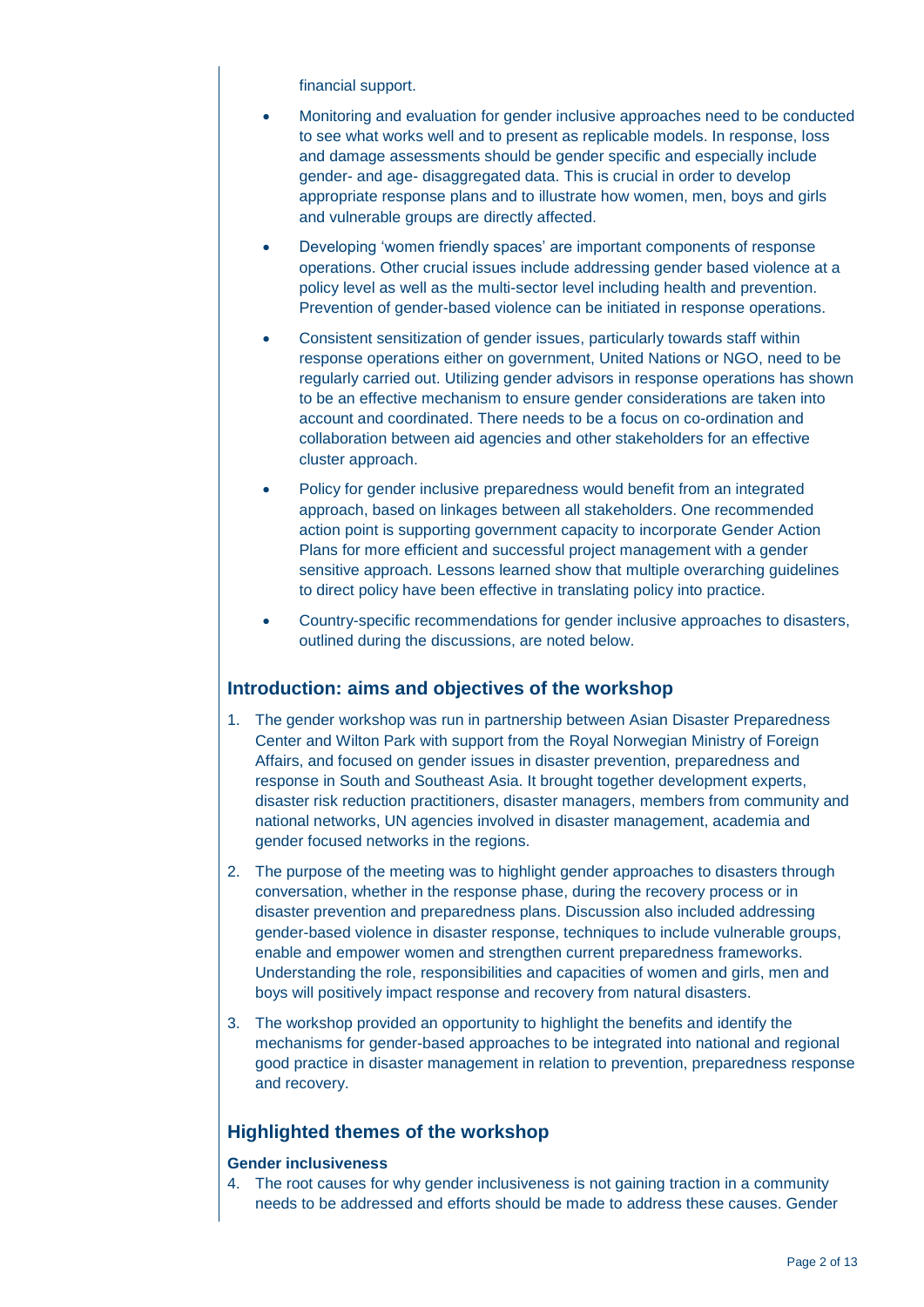financial support.

- Monitoring and evaluation for gender inclusive approaches need to be conducted to see what works well and to present as replicable models. In response, loss and damage assessments should be gender specific and especially include gender- and age- disaggregated data. This is crucial in order to develop appropriate response plans and to illustrate how women, men, boys and girls and vulnerable groups are directly affected.
- Developing 'women friendly spaces' are important components of response operations. Other crucial issues include addressing gender based violence at a policy level as well as the multi-sector level including health and prevention. Prevention of gender-based violence can be initiated in response operations.
- Consistent sensitization of gender issues, particularly towards staff within response operations either on government, United Nations or NGO, need to be regularly carried out. Utilizing gender advisors in response operations has shown to be an effective mechanism to ensure gender considerations are taken into account and coordinated. There needs to be a focus on co-ordination and collaboration between aid agencies and other stakeholders for an effective cluster approach.
- Policy for gender inclusive preparedness would benefit from an integrated approach, based on linkages between all stakeholders. One recommended action point is supporting government capacity to incorporate Gender Action Plans for more efficient and successful project management with a gender sensitive approach. Lessons learned show that multiple overarching guidelines to direct policy have been effective in translating policy into practice.
- Country-specific recommendations for gender inclusive approaches to disasters, outlined during the discussions, are noted below.

## Introduction: aims and objectives of the workshop

1. The gender workshop was run in partnership between Asian Disaster Preparedness Center and Wilton Park with support from the Royal Norwegian Ministry of Foreign Affairs, and focused on gender issues in disaster prevention, preparedness and response in South and Southeast Asia. It brought together development experts, disaster risk reduction practitioners, disaster managers, members from community and national networks, UN agencies involved in disaster management, academia and gender focused networks in the regions.
2. The purpose of the meeting was to highlight gender approaches to disasters through conversation, whether in the response phase, during the recovery process or in disaster prevention and preparedness plans. Discussion also included addressing gender-based violence in disaster response, techniques to include vulnerable groups, enable and empower women and strengthen current preparedness frameworks. Understanding the role, responsibilities and capacities of women and girls, men and boys will positively impact response and recovery from natural disasters.
3. The workshop provided an opportunity to highlight the benefits and identify the mechanisms for gender-based approaches to be integrated into national and regional good practice in disaster management in relation to prevention, preparedness response and recovery.

## Highlighted themes of the workshop

### Gender inclusiveness

4. The root causes for why gender inclusiveness is not gaining traction in a community needs to be addressed and efforts should be made to address these causes. Gender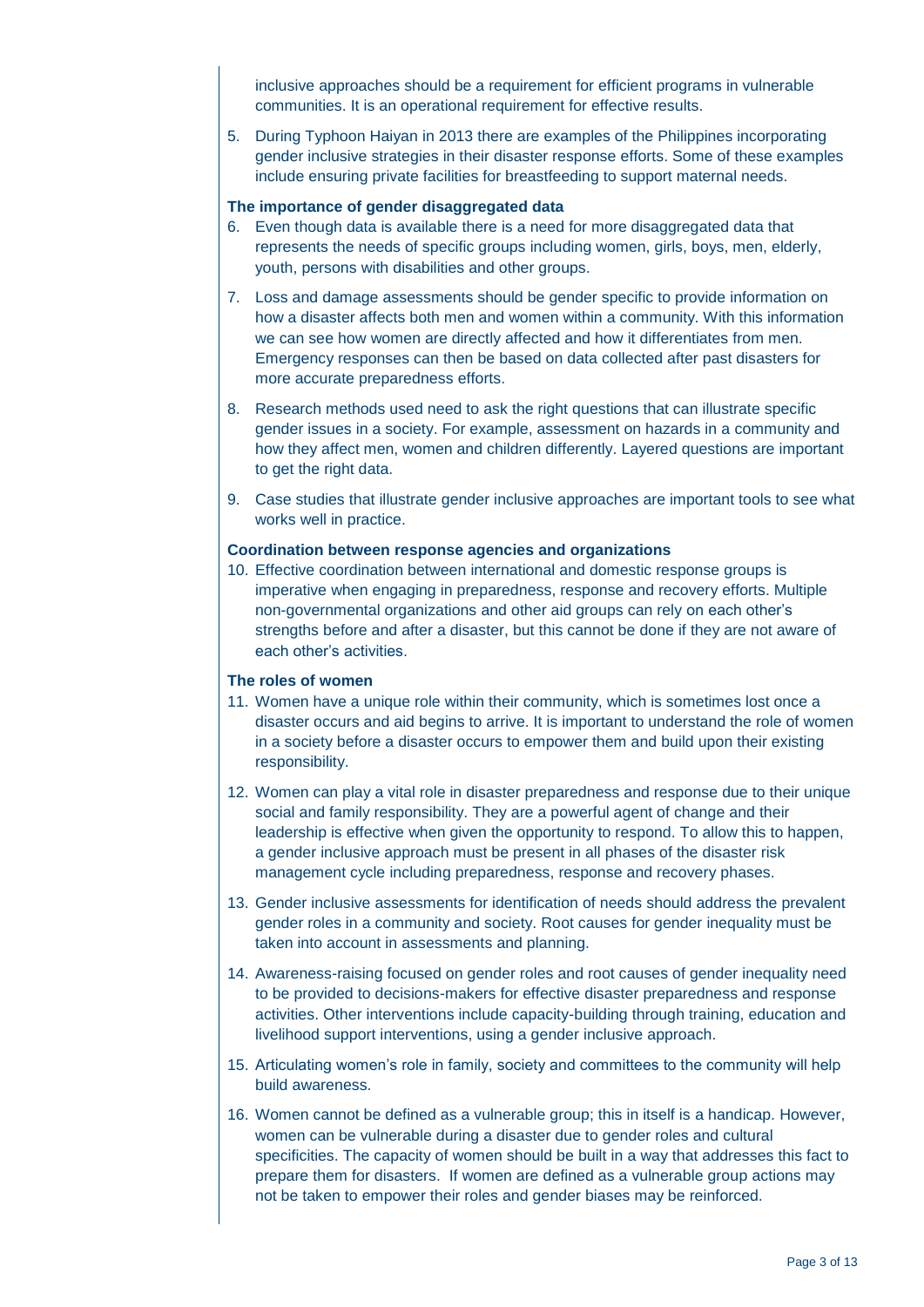inclusive approaches should be a requirement for efficient programs in vulnerable communities. It is an operational requirement for effective results.

5. During Typhoon Haiyan in 2013 there are examples of the Philippines incorporating gender inclusive strategies in their disaster response efforts. Some of these examples include ensuring private facilities for breastfeeding to support maternal needs.

**The importance of gender disaggregated data**

6. Even though data is available there is a need for more disaggregated data that represents the needs of specific groups including women, girls, boys, men, elderly, youth, persons with disabilities and other groups.

7. Loss and damage assessments should be gender specific to provide information on how a disaster affects both men and women within a community. With this information we can see how women are directly affected and how it differentiates from men. Emergency responses can then be based on data collected after past disasters for more accurate preparedness efforts.

8. Research methods used need to ask the right questions that can illustrate specific gender issues in a society. For example, assessment on hazards in a community and how they affect men, women and children differently. Layered questions are important to get the right data.

9. Case studies that illustrate gender inclusive approaches are important tools to see what works well in practice.

**Coordination between response agencies and organizations**

10. Effective coordination between international and domestic response groups is imperative when engaging in preparedness, response and recovery efforts. Multiple non-governmental organizations and other aid groups can rely on each other's strengths before and after a disaster, but this cannot be done if they are not aware of each other's activities.

**The roles of women**

11. Women have a unique role within their community, which is sometimes lost once a disaster occurs and aid begins to arrive. It is important to understand the role of women in a society before a disaster occurs to empower them and build upon their existing responsibility.

12. Women can play a vital role in disaster preparedness and response due to their unique social and family responsibility. They are a powerful agent of change and their leadership is effective when given the opportunity to respond. To allow this to happen, a gender inclusive approach must be present in all phases of the disaster risk management cycle including preparedness, response and recovery phases.

13. Gender inclusive assessments for identification of needs should address the prevalent gender roles in a community and society. Root causes for gender inequality must be taken into account in assessments and planning.

14. Awareness-raising focused on gender roles and root causes of gender inequality need to be provided to decisions-makers for effective disaster preparedness and response activities. Other interventions include capacity-building through training, education and livelihood support interventions, using a gender inclusive approach.

15. Articulating women's role in family, society and committees to the community will help build awareness.

16. Women cannot be defined as a vulnerable group; this in itself is a handicap. However, women can be vulnerable during a disaster due to gender roles and cultural specificities. The capacity of women should be built in a way that addresses this fact to prepare them for disasters. If women are defined as a vulnerable group actions may not be taken to empower their roles and gender biases may be reinforced.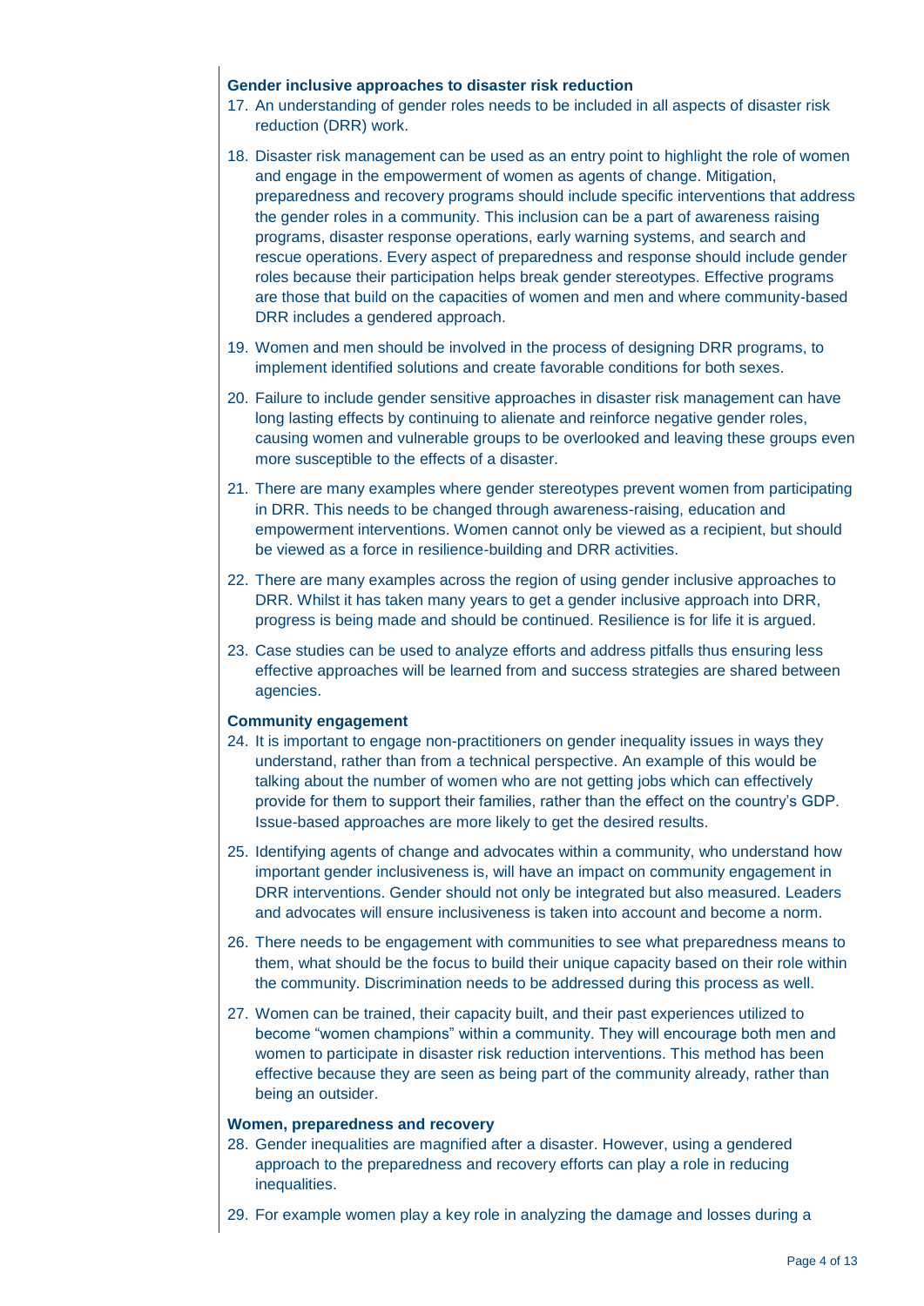### Gender inclusive approaches to disaster risk reduction

17. An understanding of gender roles needs to be included in all aspects of disaster risk reduction (DRR) work.

18. Disaster risk management can be used as an entry point to highlight the role of women and engage in the empowerment of women as agents of change. Mitigation, preparedness and recovery programs should include specific interventions that address the gender roles in a community. This inclusion can be a part of awareness raising programs, disaster response operations, early warning systems, and search and rescue operations. Every aspect of preparedness and response should include gender roles because their participation helps break gender stereotypes. Effective programs are those that build on the capacities of women and men and where community-based DRR includes a gendered approach.

19. Women and men should be involved in the process of designing DRR programs, to implement identified solutions and create favorable conditions for both sexes.

20. Failure to include gender sensitive approaches in disaster risk management can have long lasting effects by continuing to alienate and reinforce negative gender roles, causing women and vulnerable groups to be overlooked and leaving these groups even more susceptible to the effects of a disaster.

21. There are many examples where gender stereotypes prevent women from participating in DRR. This needs to be changed through awareness-raising, education and empowerment interventions. Women cannot only be viewed as a recipient, but should be viewed as a force in resilience-building and DRR activities.

22. There are many examples across the region of using gender inclusive approaches to DRR. Whilst it has taken many years to get a gender inclusive approach into DRR, progress is being made and should be continued. Resilience is for life it is argued.

23. Case studies can be used to analyze efforts and address pitfalls thus ensuring less effective approaches will be learned from and success strategies are shared between agencies.

### Community engagement

24. It is important to engage non-practitioners on gender inequality issues in ways they understand, rather than from a technical perspective. An example of this would be talking about the number of women who are not getting jobs which can effectively provide for them to support their families, rather than the effect on the country's GDP. Issue-based approaches are more likely to get the desired results.

25. Identifying agents of change and advocates within a community, who understand how important gender inclusiveness is, will have an impact on community engagement in DRR interventions. Gender should not only be integrated but also measured. Leaders and advocates will ensure inclusiveness is taken into account and become a norm.

26. There needs to be engagement with communities to see what preparedness means to them, what should be the focus to build their unique capacity based on their role within the community. Discrimination needs to be addressed during this process as well.

27. Women can be trained, their capacity built, and their past experiences utilized to become "women champions" within a community. They will encourage both men and women to participate in disaster risk reduction interventions. This method has been effective because they are seen as being part of the community already, rather than being an outsider.

### Women, preparedness and recovery

28. Gender inequalities are magnified after a disaster. However, using a gendered approach to the preparedness and recovery efforts can play a role in reducing inequalities.

29. For example women play a key role in analyzing the damage and losses during a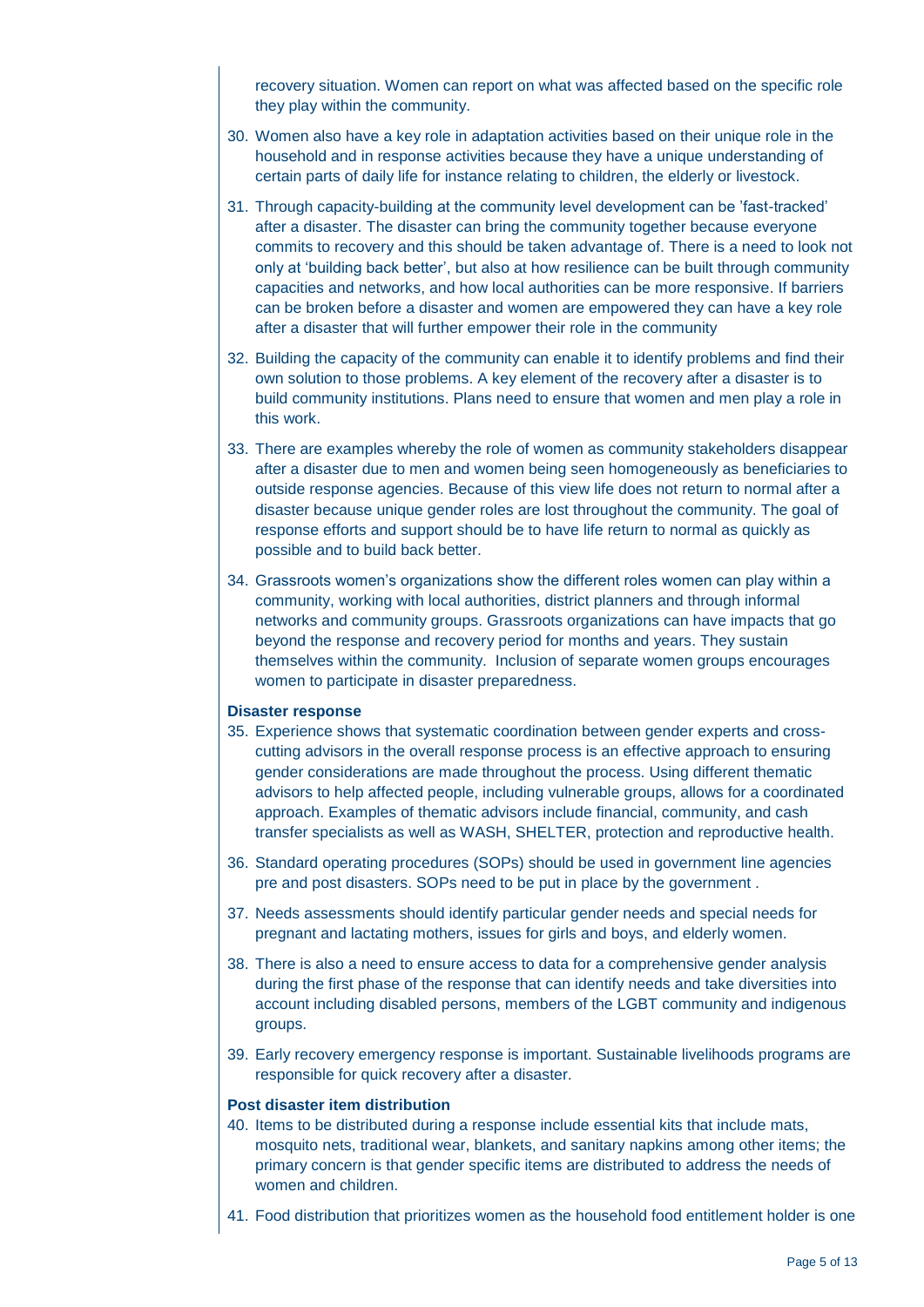recovery situation. Women can report on what was affected based on the specific role they play within the community.

30. Women also have a key role in adaptation activities based on their unique role in the household and in response activities because they have a unique understanding of certain parts of daily life for instance relating to children, the elderly or livestock.

31. Through capacity-building at the community level development can be 'fast-tracked' after a disaster. The disaster can bring the community together because everyone commits to recovery and this should be taken advantage of. There is a need to look not only at 'building back better', but also at how resilience can be built through community capacities and networks, and how local authorities can be more responsive. If barriers can be broken before a disaster and women are empowered they can have a key role after a disaster that will further empower their role in the community

32. Building the capacity of the community can enable it to identify problems and find their own solution to those problems. A key element of the recovery after a disaster is to build community institutions. Plans need to ensure that women and men play a role in this work.

33. There are examples whereby the role of women as community stakeholders disappear after a disaster due to men and women being seen homogeneously as beneficiaries to outside response agencies. Because of this view life does not return to normal after a disaster because unique gender roles are lost throughout the community. The goal of response efforts and support should be to have life return to normal as quickly as possible and to build back better.

34. Grassroots women's organizations show the different roles women can play within a community, working with local authorities, district planners and through informal networks and community groups. Grassroots organizations can have impacts that go beyond the response and recovery period for months and years. They sustain themselves within the community. Inclusion of separate women groups encourages women to participate in disaster preparedness.

**Disaster response**

35. Experience shows that systematic coordination between gender experts and cross-cutting advisors in the overall response process is an effective approach to ensuring gender considerations are made throughout the process. Using different thematic advisors to help affected people, including vulnerable groups, allows for a coordinated approach. Examples of thematic advisors include financial, community, and cash transfer specialists as well as WASH, SHELTER, protection and reproductive health.

36. Standard operating procedures (SOPs) should be used in government line agencies pre and post disasters. SOPs need to be put in place by the government .

37. Needs assessments should identify particular gender needs and special needs for pregnant and lactating mothers, issues for girls and boys, and elderly women.

38. There is also a need to ensure access to data for a comprehensive gender analysis during the first phase of the response that can identify needs and take diversities into account including disabled persons, members of the LGBT community and indigenous groups.

39. Early recovery emergency response is important. Sustainable livelihoods programs are responsible for quick recovery after a disaster.

**Post disaster item distribution**

40. Items to be distributed during a response include essential kits that include mats, mosquito nets, traditional wear, blankets, and sanitary napkins among other items; the primary concern is that gender specific items are distributed to address the needs of women and children.

41. Food distribution that prioritizes women as the household food entitlement holder is one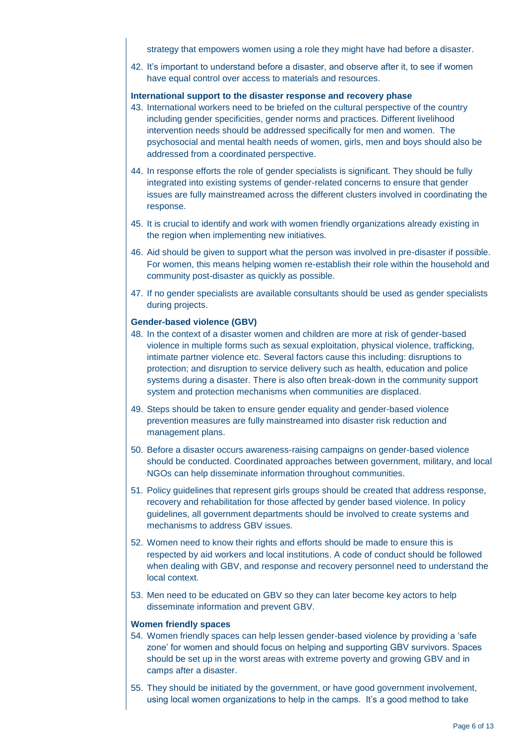strategy that empowers women using a role they might have had before a disaster.

42. It's important to understand before a disaster, and observe after it, to see if women have equal control over access to materials and resources.

**International support to the disaster response and recovery phase**

43. International workers need to be briefed on the cultural perspective of the country including gender specificities, gender norms and practices. Different livelihood intervention needs should be addressed specifically for men and women. The psychosocial and mental health needs of women, girls, men and boys should also be addressed from a coordinated perspective.
44. In response efforts the role of gender specialists is significant. They should be fully integrated into existing systems of gender-related concerns to ensure that gender issues are fully mainstreamed across the different clusters involved in coordinating the response.
45. It is crucial to identify and work with women friendly organizations already existing in the region when implementing new initiatives.
46. Aid should be given to support what the person was involved in pre-disaster if possible. For women, this means helping women re-establish their role within the household and community post-disaster as quickly as possible.
47. If no gender specialists are available consultants should be used as gender specialists during projects.

**Gender-based violence (GBV)**

48. In the context of a disaster women and children are more at risk of gender-based violence in multiple forms such as sexual exploitation, physical violence, trafficking, intimate partner violence etc. Several factors cause this including: disruptions to protection; and disruption to service delivery such as health, education and police systems during a disaster. There is also often break-down in the community support system and protection mechanisms when communities are displaced.
49. Steps should be taken to ensure gender equality and gender-based violence prevention measures are fully mainstreamed into disaster risk reduction and management plans.
50. Before a disaster occurs awareness-raising campaigns on gender-based violence should be conducted. Coordinated approaches between government, military, and local NGOs can help disseminate information throughout communities.
51. Policy guidelines that represent girls groups should be created that address response, recovery and rehabilitation for those affected by gender based violence. In policy guidelines, all government departments should be involved to create systems and mechanisms to address GBV issues.
52. Women need to know their rights and efforts should be made to ensure this is respected by aid workers and local institutions. A code of conduct should be followed when dealing with GBV, and response and recovery personnel need to understand the local context.
53. Men need to be educated on GBV so they can later become key actors to help disseminate information and prevent GBV.

**Women friendly spaces**

54. Women friendly spaces can help lessen gender-based violence by providing a 'safe zone' for women and should focus on helping and supporting GBV survivors. Spaces should be set up in the worst areas with extreme poverty and growing GBV and in camps after a disaster.
55. They should be initiated by the government, or have good government involvement, using local women organizations to help in the camps. It's a good method to take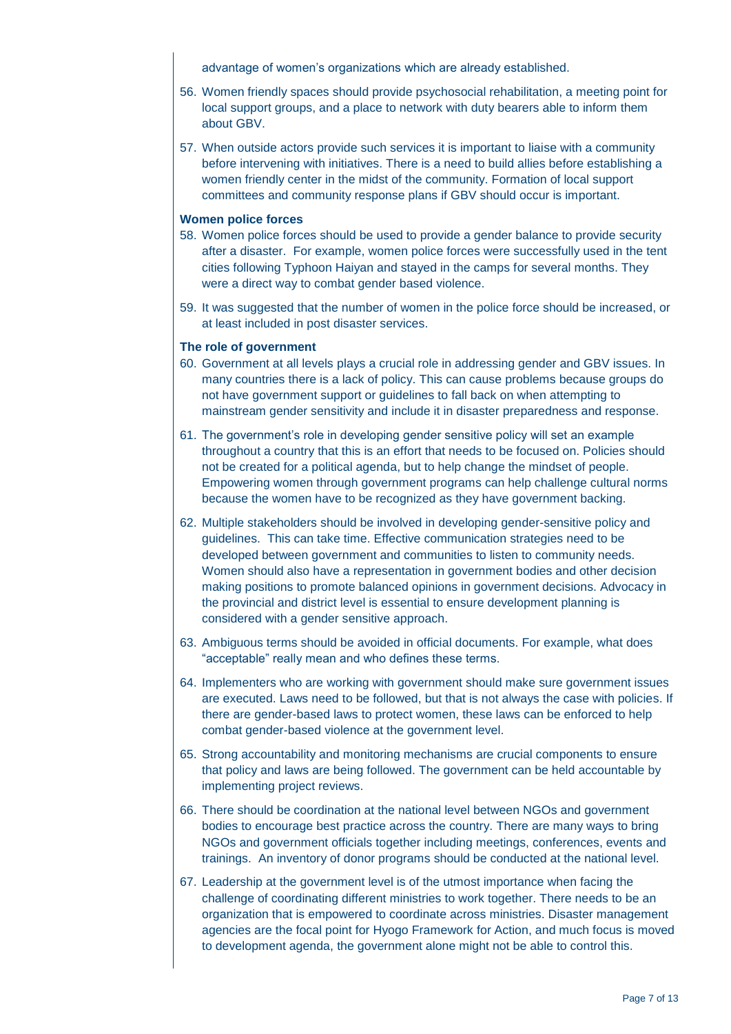advantage of women's organizations which are already established.

56. Women friendly spaces should provide psychosocial rehabilitation, a meeting point for local support groups, and a place to network with duty bearers able to inform them about GBV.

57. When outside actors provide such services it is important to liaise with a community before intervening with initiatives. There is a need to build allies before establishing a women friendly center in the midst of the community. Formation of local support committees and community response plans if GBV should occur is important.

**Women police forces**

58. Women police forces should be used to provide a gender balance to provide security after a disaster. For example, women police forces were successfully used in the tent cities following Typhoon Haiyan and stayed in the camps for several months. They were a direct way to combat gender based violence.

59. It was suggested that the number of women in the police force should be increased, or at least included in post disaster services.

**The role of government**

60. Government at all levels plays a crucial role in addressing gender and GBV issues. In many countries there is a lack of policy. This can cause problems because groups do not have government support or guidelines to fall back on when attempting to mainstream gender sensitivity and include it in disaster preparedness and response.

61. The government's role in developing gender sensitive policy will set an example throughout a country that this is an effort that needs to be focused on. Policies should not be created for a political agenda, but to help change the mindset of people. Empowering women through government programs can help challenge cultural norms because the women have to be recognized as they have government backing.

62. Multiple stakeholders should be involved in developing gender-sensitive policy and guidelines. This can take time. Effective communication strategies need to be developed between government and communities to listen to community needs. Women should also have a representation in government bodies and other decision making positions to promote balanced opinions in government decisions. Advocacy in the provincial and district level is essential to ensure development planning is considered with a gender sensitive approach.

63. Ambiguous terms should be avoided in official documents. For example, what does "acceptable" really mean and who defines these terms.

64. Implementers who are working with government should make sure government issues are executed. Laws need to be followed, but that is not always the case with policies. If there are gender-based laws to protect women, these laws can be enforced to help combat gender-based violence at the government level.

65. Strong accountability and monitoring mechanisms are crucial components to ensure that policy and laws are being followed. The government can be held accountable by implementing project reviews.

66. There should be coordination at the national level between NGOs and government bodies to encourage best practice across the country. There are many ways to bring NGOs and government officials together including meetings, conferences, events and trainings. An inventory of donor programs should be conducted at the national level.

67. Leadership at the government level is of the utmost importance when facing the challenge of coordinating different ministries to work together. There needs to be an organization that is empowered to coordinate across ministries. Disaster management agencies are the focal point for Hyogo Framework for Action, and much focus is moved to development agenda, the government alone might not be able to control this.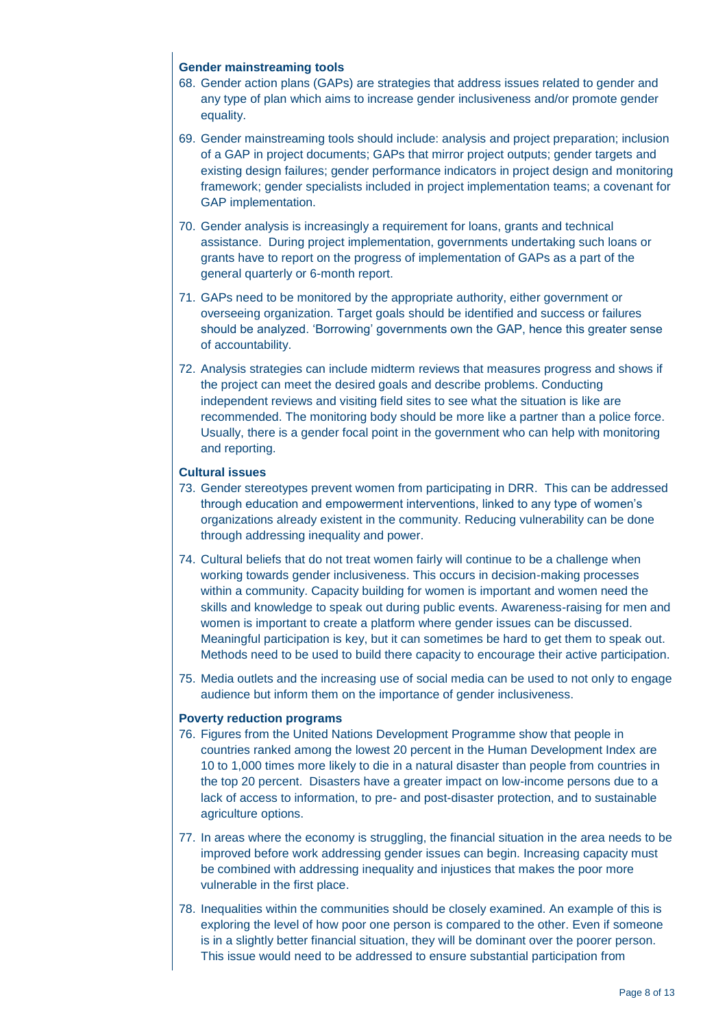### Gender mainstreaming tools

68. Gender action plans (GAPs) are strategies that address issues related to gender and any type of plan which aims to increase gender inclusiveness and/or promote gender equality.

69. Gender mainstreaming tools should include: analysis and project preparation; inclusion of a GAP in project documents; GAPs that mirror project outputs; gender targets and existing design failures; gender performance indicators in project design and monitoring framework; gender specialists included in project implementation teams; a covenant for GAP implementation.

70. Gender analysis is increasingly a requirement for loans, grants and technical assistance. During project implementation, governments undertaking such loans or grants have to report on the progress of implementation of GAPs as a part of the general quarterly or 6-month report.

71. GAPs need to be monitored by the appropriate authority, either government or overseeing organization. Target goals should be identified and success or failures should be analyzed. 'Borrowing' governments own the GAP, hence this greater sense of accountability.

72. Analysis strategies can include midterm reviews that measures progress and shows if the project can meet the desired goals and describe problems. Conducting independent reviews and visiting field sites to see what the situation is like are recommended. The monitoring body should be more like a partner than a police force. Usually, there is a gender focal point in the government who can help with monitoring and reporting.

### Cultural issues

73. Gender stereotypes prevent women from participating in DRR. This can be addressed through education and empowerment interventions, linked to any type of women's organizations already existent in the community. Reducing vulnerability can be done through addressing inequality and power.

74. Cultural beliefs that do not treat women fairly will continue to be a challenge when working towards gender inclusiveness. This occurs in decision-making processes within a community. Capacity building for women is important and women need the skills and knowledge to speak out during public events. Awareness-raising for men and women is important to create a platform where gender issues can be discussed. Meaningful participation is key, but it can sometimes be hard to get them to speak out. Methods need to be used to build there capacity to encourage their active participation.

75. Media outlets and the increasing use of social media can be used to not only to engage audience but inform them on the importance of gender inclusiveness.

### Poverty reduction programs

76. Figures from the United Nations Development Programme show that people in countries ranked among the lowest 20 percent in the Human Development Index are 10 to 1,000 times more likely to die in a natural disaster than people from countries in the top 20 percent. Disasters have a greater impact on low-income persons due to a lack of access to information, to pre- and post-disaster protection, and to sustainable agriculture options.

77. In areas where the economy is struggling, the financial situation in the area needs to be improved before work addressing gender issues can begin. Increasing capacity must be combined with addressing inequality and injustices that makes the poor more vulnerable in the first place.

78. Inequalities within the communities should be closely examined. An example of this is exploring the level of how poor one person is compared to the other. Even if someone is in a slightly better financial situation, they will be dominant over the poorer person. This issue would need to be addressed to ensure substantial participation from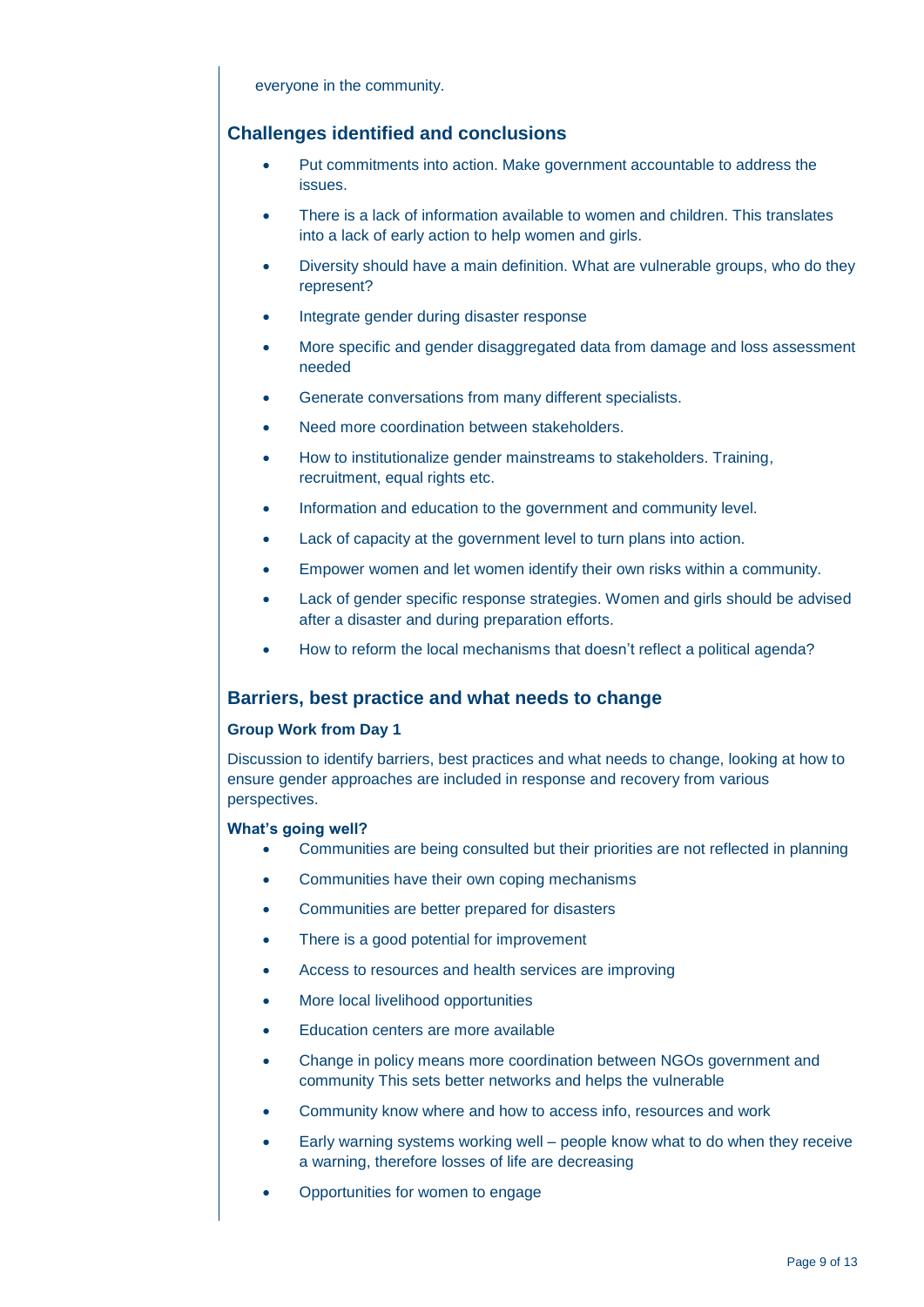everyone in the community.

## Challenges identified and conclusions

- Put commitments into action. Make government accountable to address the issues.
- There is a lack of information available to women and children. This translates into a lack of early action to help women and girls.
- Diversity should have a main definition. What are vulnerable groups, who do they represent?
- Integrate gender during disaster response
- More specific and gender disaggregated data from damage and loss assessment needed
- Generate conversations from many different specialists.
- Need more coordination between stakeholders.
- How to institutionalize gender mainstreams to stakeholders. Training, recruitment, equal rights etc.
- Information and education to the government and community level.
- Lack of capacity at the government level to turn plans into action.
- Empower women and let women identify their own risks within a community.
- Lack of gender specific response strategies. Women and girls should be advised after a disaster and during preparation efforts.
- How to reform the local mechanisms that doesn't reflect a political agenda?

## Barriers, best practice and what needs to change

### Group Work from Day 1

Discussion to identify barriers, best practices and what needs to change, looking at how to ensure gender approaches are included in response and recovery from various perspectives.

**What's going well?**

- Communities are being consulted but their priorities are not reflected in planning
- Communities have their own coping mechanisms
- Communities are better prepared for disasters
- There is a good potential for improvement
- Access to resources and health services are improving
- More local livelihood opportunities
- Education centers are more available
- Change in policy means more coordination between NGOs government and community This sets better networks and helps the vulnerable
- Community know where and how to access info, resources and work
- Early warning systems working well – people know what to do when they receive a warning, therefore losses of life are decreasing
- Opportunities for women to engage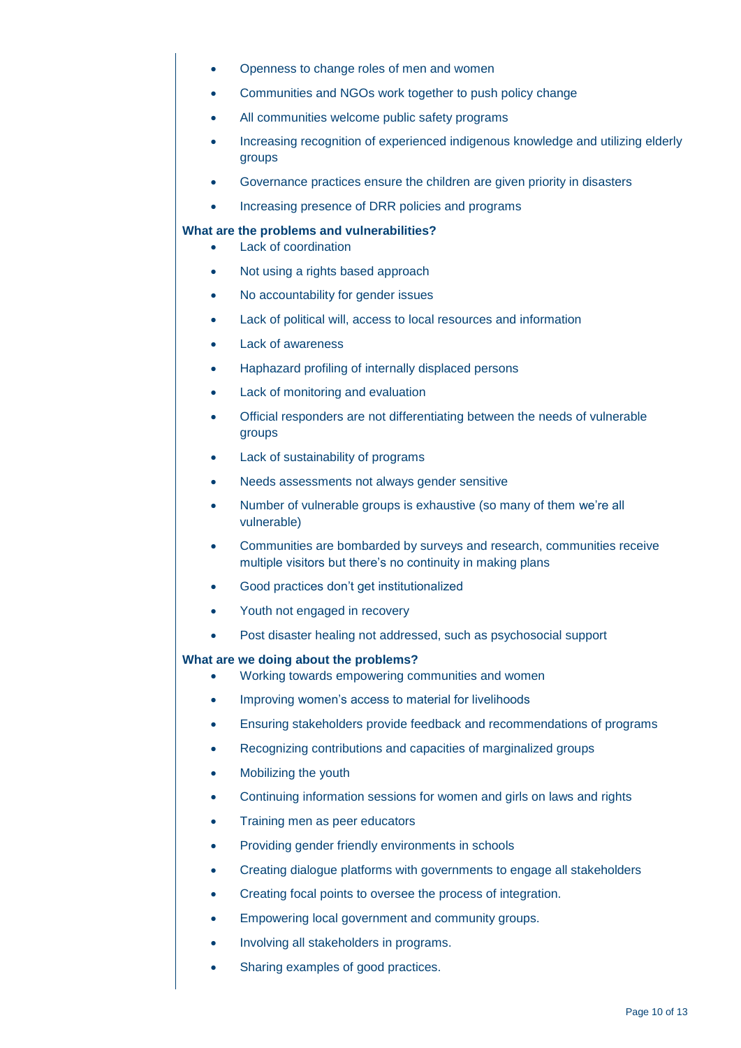- Openness to change roles of men and women
- Communities and NGOs work together to push policy change
- All communities welcome public safety programs
- Increasing recognition of experienced indigenous knowledge and utilizing elderly groups
- Governance practices ensure the children are given priority in disasters
- Increasing presence of DRR policies and programs

**What are the problems and vulnerabilities?**

- Lack of coordination
- Not using a rights based approach
- No accountability for gender issues
- Lack of political will, access to local resources and information
- Lack of awareness
- Haphazard profiling of internally displaced persons
- Lack of monitoring and evaluation
- Official responders are not differentiating between the needs of vulnerable groups
- Lack of sustainability of programs
- Needs assessments not always gender sensitive
- Number of vulnerable groups is exhaustive (so many of them we're all vulnerable)
- Communities are bombarded by surveys and research, communities receive multiple visitors but there's no continuity in making plans
- Good practices don't get institutionalized
- Youth not engaged in recovery
- Post disaster healing not addressed, such as psychosocial support

**What are we doing about the problems?**

- Working towards empowering communities and women
- Improving women's access to material for livelihoods
- Ensuring stakeholders provide feedback and recommendations of programs
- Recognizing contributions and capacities of marginalized groups
- Mobilizing the youth
- Continuing information sessions for women and girls on laws and rights
- Training men as peer educators
- Providing gender friendly environments in schools
- Creating dialogue platforms with governments to engage all stakeholders
- Creating focal points to oversee the process of integration.
- Empowering local government and community groups.
- Involving all stakeholders in programs.
- Sharing examples of good practices.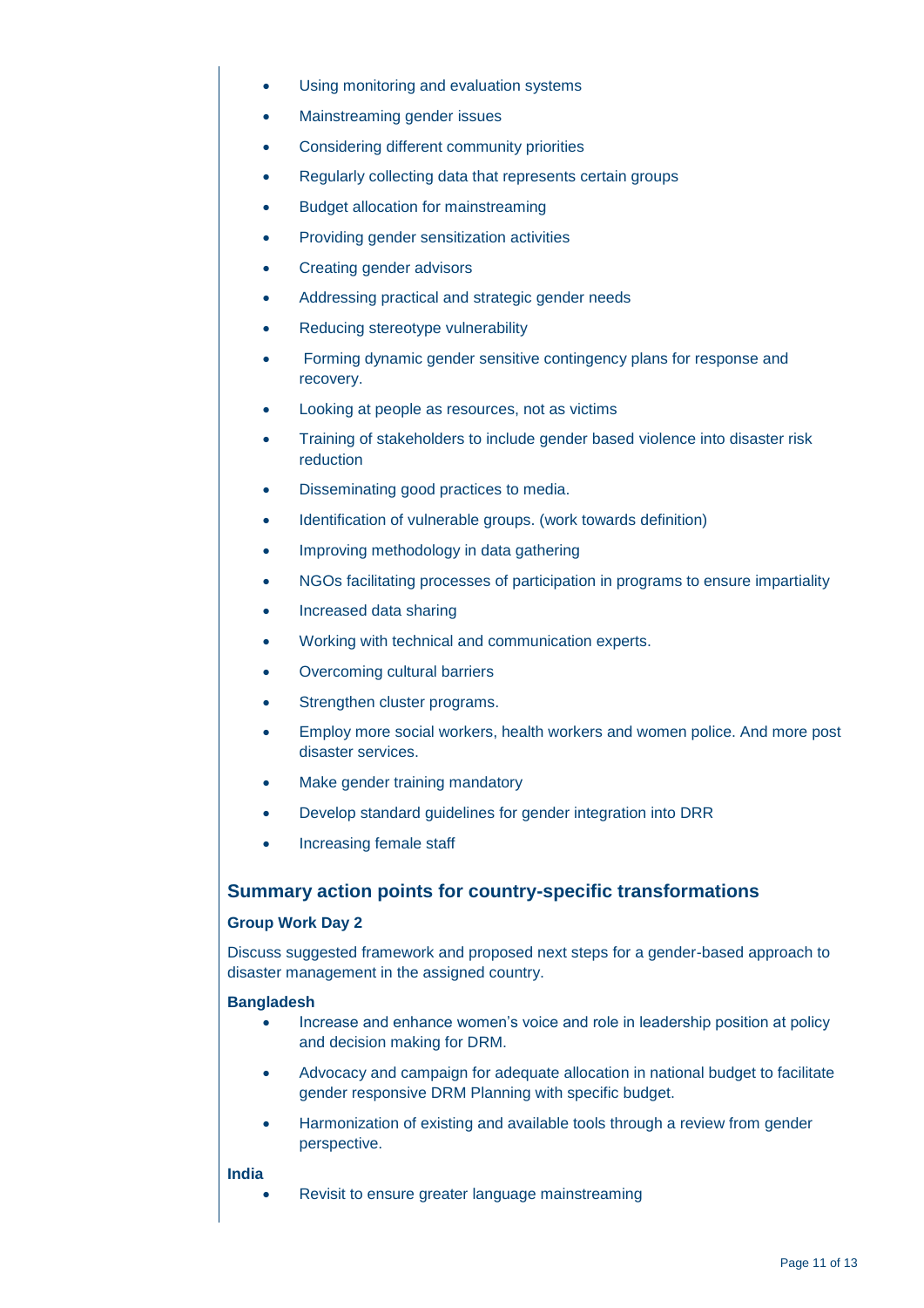- Using monitoring and evaluation systems
- Mainstreaming gender issues
- Considering different community priorities
- Regularly collecting data that represents certain groups
- Budget allocation for mainstreaming
- Providing gender sensitization activities
- Creating gender advisors
- Addressing practical and strategic gender needs
- Reducing stereotype vulnerability
- Forming dynamic gender sensitive contingency plans for response and recovery.
- Looking at people as resources, not as victims
- Training of stakeholders to include gender based violence into disaster risk reduction
- Disseminating good practices to media.
- Identification of vulnerable groups. (work towards definition)
- Improving methodology in data gathering
- NGOs facilitating processes of participation in programs to ensure impartiality
- Increased data sharing
- Working with technical and communication experts.
- Overcoming cultural barriers
- Strengthen cluster programs.
- Employ more social workers, health workers and women police. And more post disaster services.
- Make gender training mandatory
- Develop standard guidelines for gender integration into DRR
- Increasing female staff

## Summary action points for country-specific transformations

**Group Work Day 2**

Discuss suggested framework and proposed next steps for a gender-based approach to disaster management in the assigned country.

**Bangladesh**

- Increase and enhance women's voice and role in leadership position at policy and decision making for DRM.
- Advocacy and campaign for adequate allocation in national budget to facilitate gender responsive DRM Planning with specific budget.
- Harmonization of existing and available tools through a review from gender perspective.

**India**

- Revisit to ensure greater language mainstreaming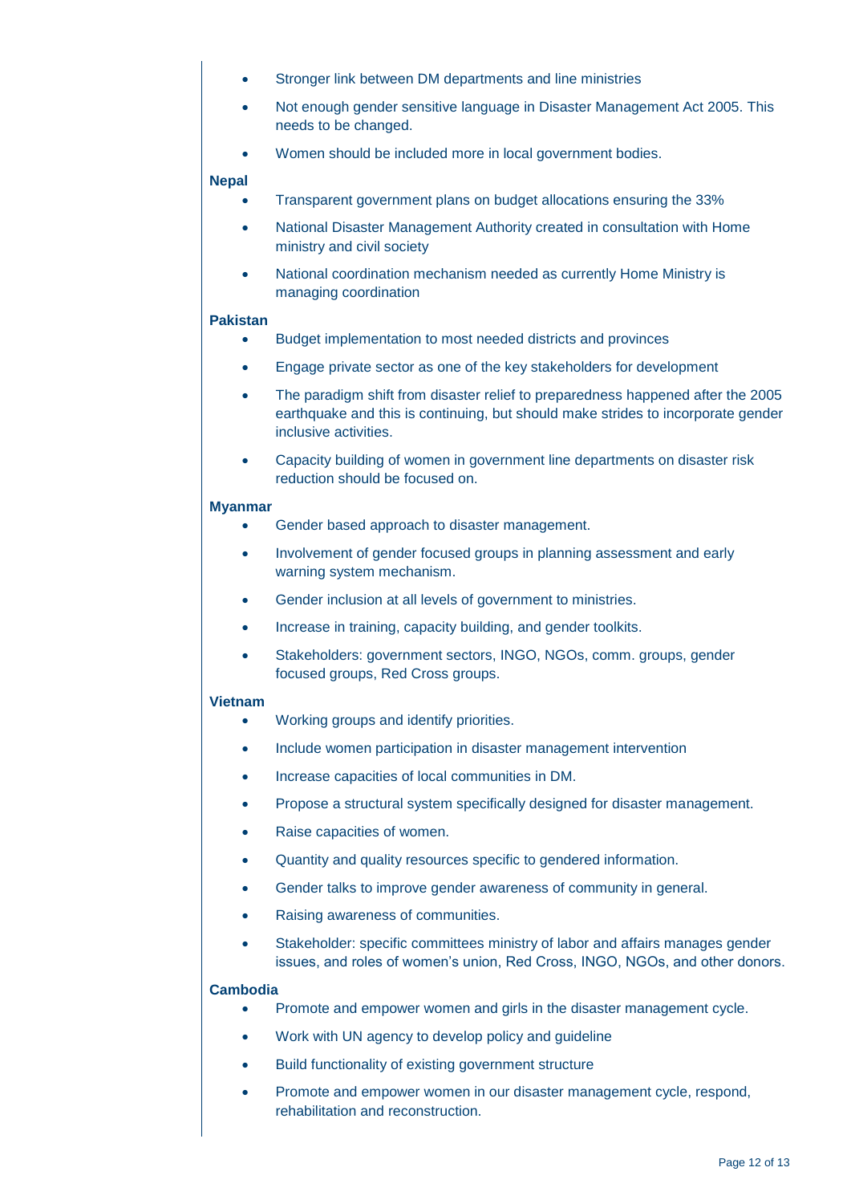- Stronger link between DM departments and line ministries
- Not enough gender sensitive language in Disaster Management Act 2005. This needs to be changed.
- Women should be included more in local government bodies.

**Nepal**

- Transparent government plans on budget allocations ensuring the 33%
- National Disaster Management Authority created in consultation with Home ministry and civil society
- National coordination mechanism needed as currently Home Ministry is managing coordination

**Pakistan**

- Budget implementation to most needed districts and provinces
- Engage private sector as one of the key stakeholders for development
- The paradigm shift from disaster relief to preparedness happened after the 2005 earthquake and this is continuing, but should make strides to incorporate gender inclusive activities.
- Capacity building of women in government line departments on disaster risk reduction should be focused on.

**Myanmar**

- Gender based approach to disaster management.
- Involvement of gender focused groups in planning assessment and early warning system mechanism.
- Gender inclusion at all levels of government to ministries.
- Increase in training, capacity building, and gender toolkits.
- Stakeholders: government sectors, INGO, NGOs, comm. groups, gender focused groups, Red Cross groups.

**Vietnam**

- Working groups and identify priorities.
- Include women participation in disaster management intervention
- Increase capacities of local communities in DM.
- Propose a structural system specifically designed for disaster management.
- Raise capacities of women.
- Quantity and quality resources specific to gendered information.
- Gender talks to improve gender awareness of community in general.
- Raising awareness of communities.
- Stakeholder: specific committees ministry of labor and affairs manages gender issues, and roles of women's union, Red Cross, INGO, NGOs, and other donors.

**Cambodia**

- Promote and empower women and girls in the disaster management cycle.
- Work with UN agency to develop policy and guideline
- Build functionality of existing government structure
- Promote and empower women in our disaster management cycle, respond, rehabilitation and reconstruction.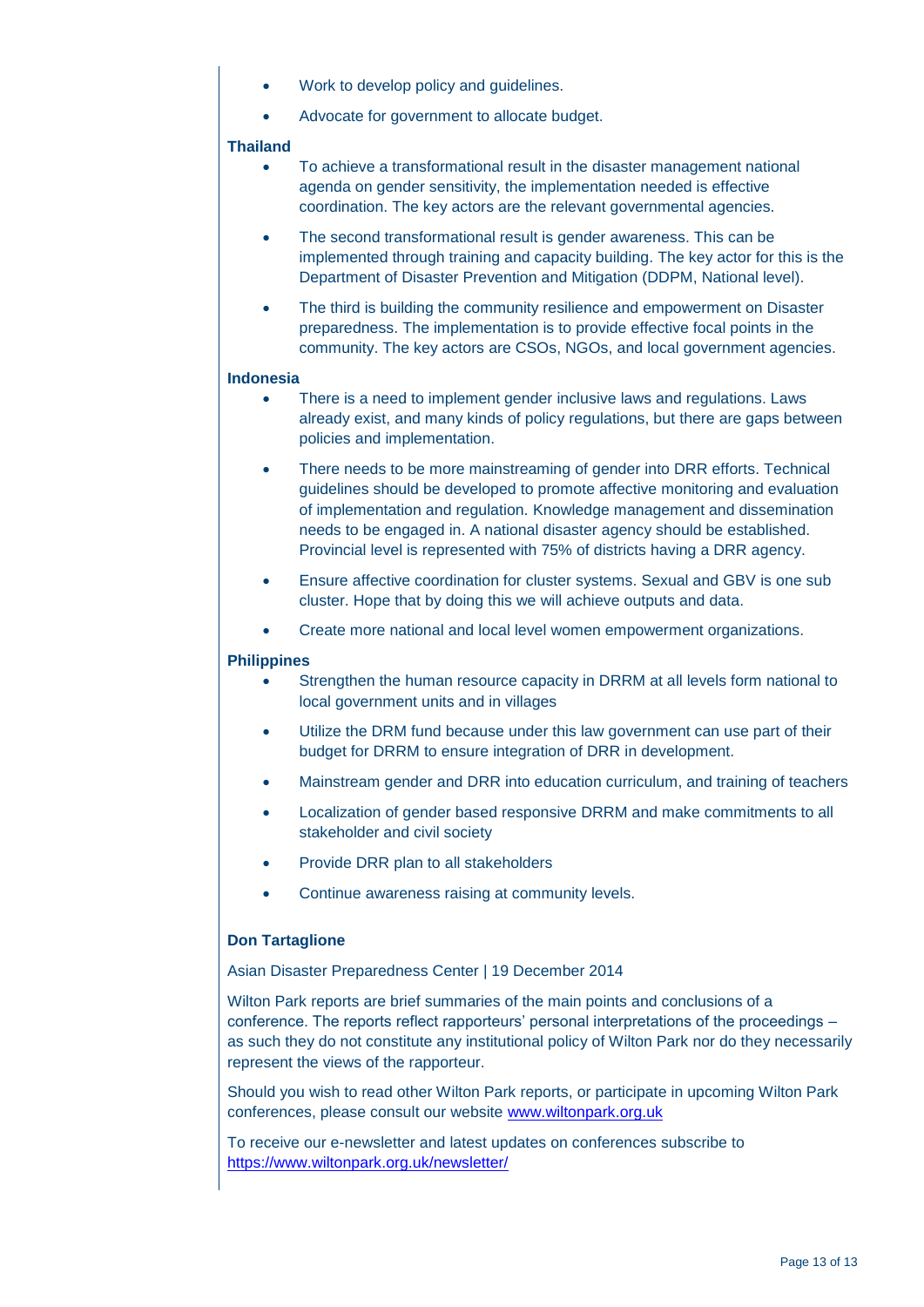- Work to develop policy and guidelines.
- Advocate for government to allocate budget.

**Thailand**

- To achieve a transformational result in the disaster management national agenda on gender sensitivity, the implementation needed is effective coordination. The key actors are the relevant governmental agencies.
- The second transformational result is gender awareness. This can be implemented through training and capacity building. The key actor for this is the Department of Disaster Prevention and Mitigation (DDPM, National level).
- The third is building the community resilience and empowerment on Disaster preparedness. The implementation is to provide effective focal points in the community. The key actors are CSOs, NGOs, and local government agencies.

**Indonesia**

- There is a need to implement gender inclusive laws and regulations. Laws already exist, and many kinds of policy regulations, but there are gaps between policies and implementation.
- There needs to be more mainstreaming of gender into DRR efforts. Technical guidelines should be developed to promote affective monitoring and evaluation of implementation and regulation. Knowledge management and dissemination needs to be engaged in. A national disaster agency should be established. Provincial level is represented with 75% of districts having a DRR agency.
- Ensure affective coordination for cluster systems. Sexual and GBV is one sub cluster. Hope that by doing this we will achieve outputs and data.
- Create more national and local level women empowerment organizations.

**Philippines**

- Strengthen the human resource capacity in DRRM at all levels form national to local government units and in villages
- Utilize the DRM fund because under this law government can use part of their budget for DRRM to ensure integration of DRR in development.
- Mainstream gender and DRR into education curriculum, and training of teachers
- Localization of gender based responsive DRRM and make commitments to all stakeholder and civil society
- Provide DRR plan to all stakeholders
- Continue awareness raising at community levels.

**Don Tartaglione**

Asian Disaster Preparedness Center | 19 December 2014

Wilton Park reports are brief summaries of the main points and conclusions of a conference. The reports reflect rapporteurs' personal interpretations of the proceedings – as such they do not constitute any institutional policy of Wilton Park nor do they necessarily represent the views of the rapporteur.

Should you wish to read other Wilton Park reports, or participate in upcoming Wilton Park conferences, please consult our website [www.wiltonpark.org.uk](www.wiltonpark.org.uk)

To receive our e-newsletter and latest updates on conferences subscribe to [https://www.wiltonpark.org.uk/newsletter/](https://www.wiltonpark.org.uk/newsletter/)